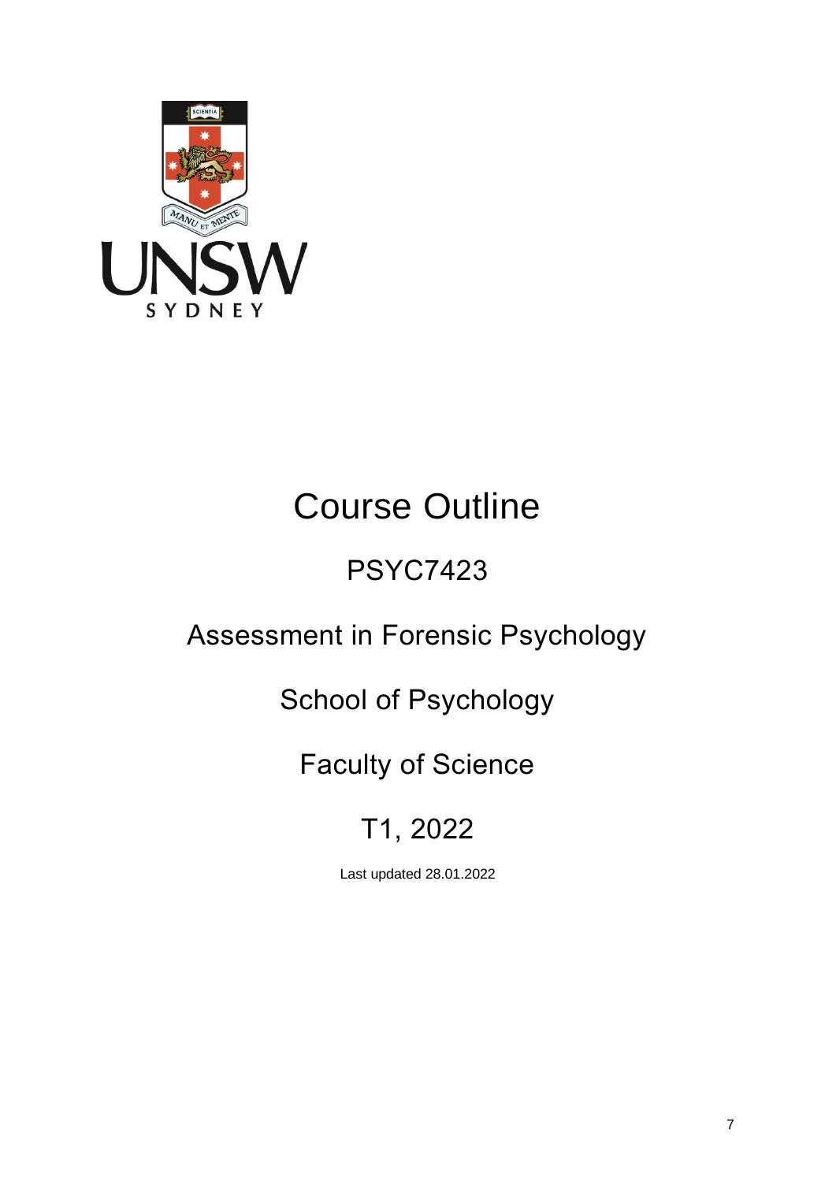# Course Outline

## PSYC7423

## Assessment in Forensic Psychology

## School of Psychology

## Faculty of Science

## T1, 2022

Last updated 28.01.2022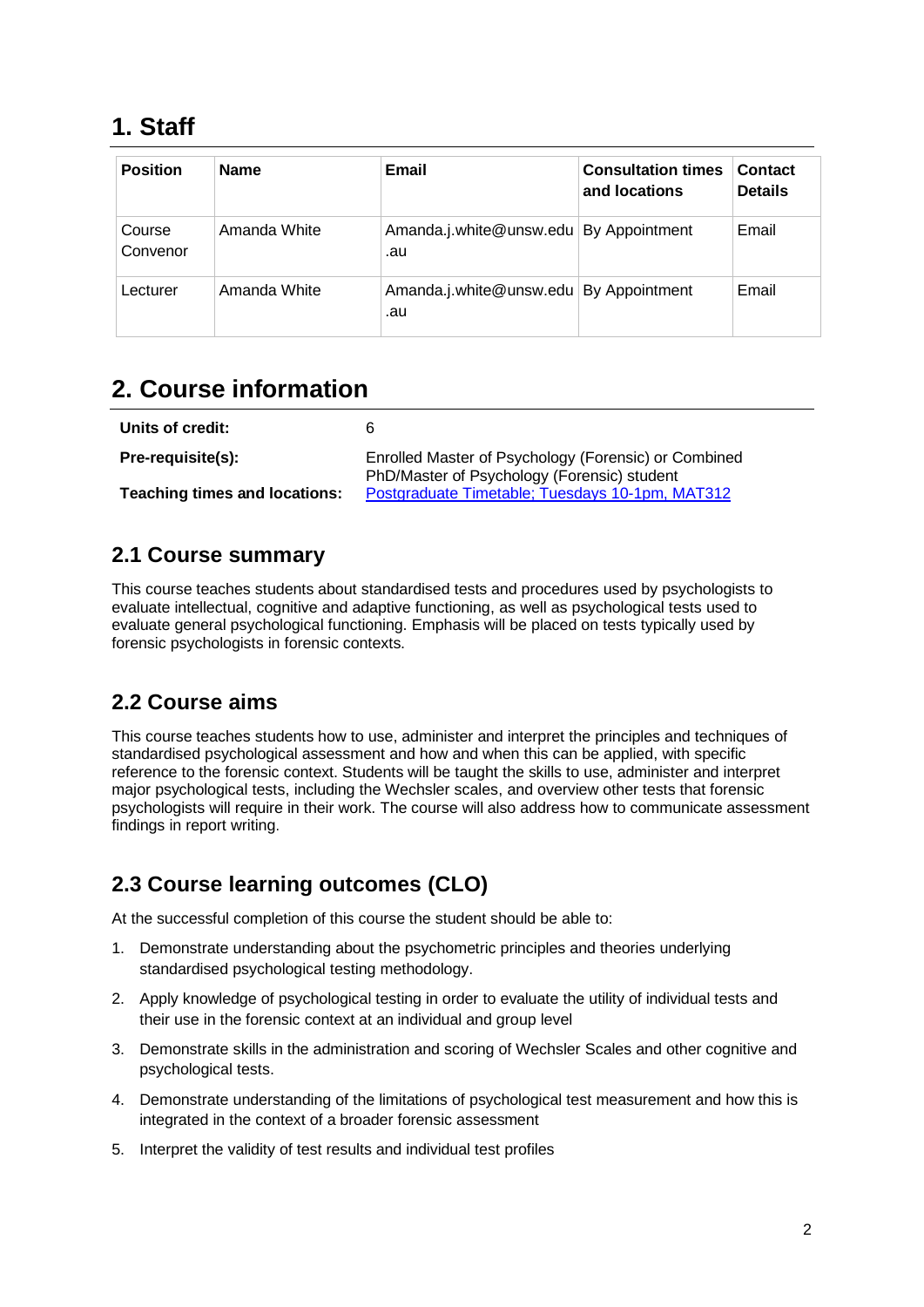# 1. Staff

| Position | Name | Email | Consultation times and locations | Contact Details |
|---|---|---|---|---|
| Course Convenor | Amanda White | Amanda.j.white@unsw.edu.au | By Appointment | Email |
| Lecturer | Amanda White | Amanda.j.white@unsw.edu.au | By Appointment | Email |

# 2. Course information

| | |
|---|---|
| **Units of credit:** | 6 |
| **Pre-requisite(s):** | Enrolled Master of Psychology (Forensic) or Combined PhD/Master of Psychology (Forensic) student |
| **Teaching times and locations:** | Postgraduate Timetable; Tuesdays 10-1pm, MAT312 |

## 2.1 Course summary

This course teaches students about standardised tests and procedures used by psychologists to evaluate intellectual, cognitive and adaptive functioning, as well as psychological tests used to evaluate general psychological functioning. Emphasis will be placed on tests typically used by forensic psychologists in forensic contexts.

## 2.2 Course aims

This course teaches students how to use, administer and interpret the principles and techniques of standardised psychological assessment and how and when this can be applied, with specific reference to the forensic context. Students will be taught the skills to use, administer and interpret major psychological tests, including the Wechsler scales, and overview other tests that forensic psychologists will require in their work. The course will also address how to communicate assessment findings in report writing.

## 2.3 Course learning outcomes (CLO)

At the successful completion of this course the student should be able to:

1. Demonstrate understanding about the psychometric principles and theories underlying standardised psychological testing methodology.
2. Apply knowledge of psychological testing in order to evaluate the utility of individual tests and their use in the forensic context at an individual and group level
3. Demonstrate skills in the administration and scoring of Wechsler Scales and other cognitive and psychological tests.
4. Demonstrate understanding of the limitations of psychological test measurement and how this is integrated in the context of a broader forensic assessment
5. Interpret the validity of test results and individual test profiles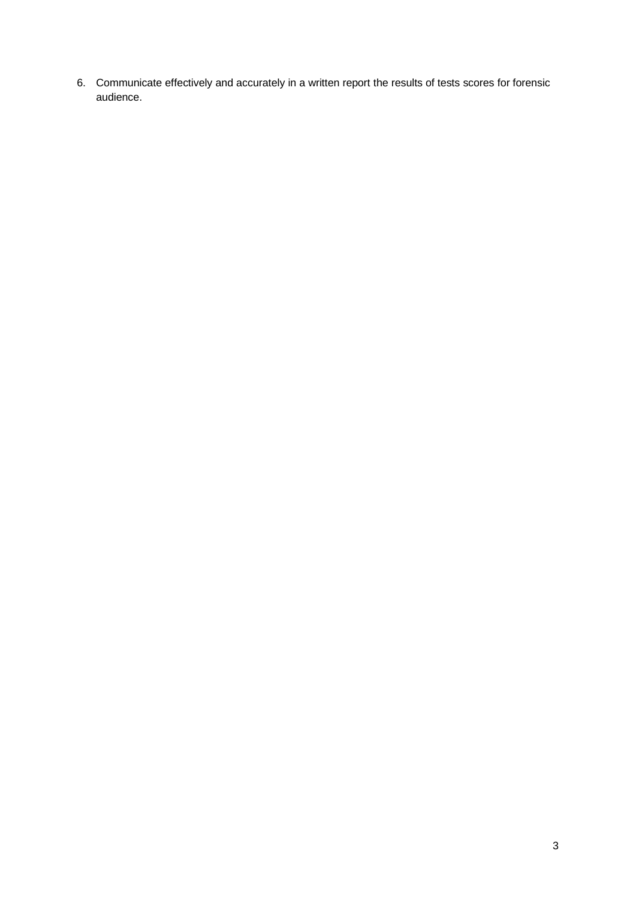6. Communicate effectively and accurately in a written report the results of tests scores for forensic audience.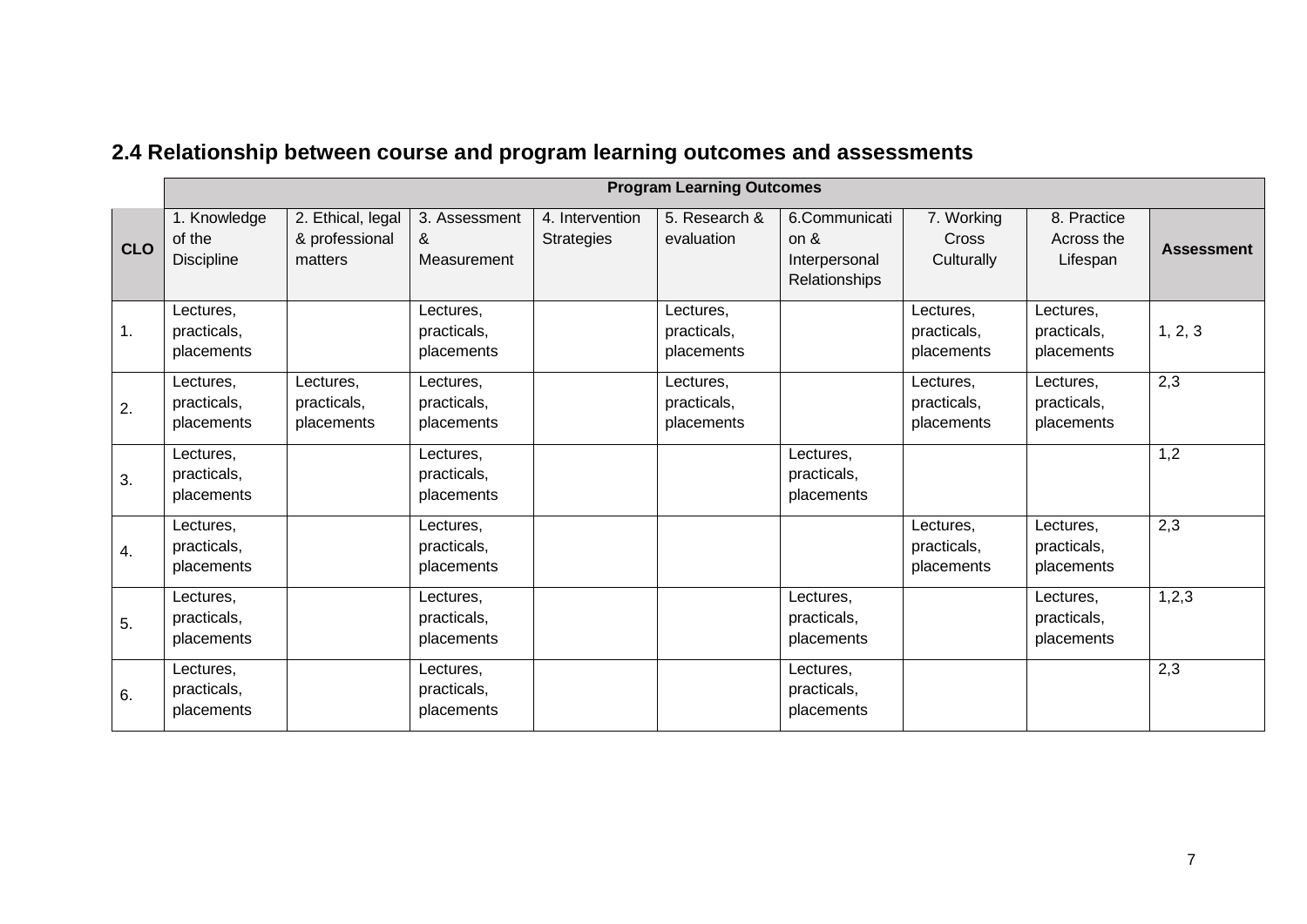## 2.4 Relationship between course and program learning outcomes and assessments

| CLO | Program Learning Outcomes | | | | | | | | |
|---|---|---|---|---|---|---|---|---|---|
| | 1. Knowledge of the Discipline | 2. Ethical, legal & professional matters | 3. Assessment & Measurement | 4. Intervention Strategies | 5. Research & evaluation | 6.Communication & Interpersonal Relationships | 7. Working Cross Culturally | 8. Practice Across the Lifespan | Assessment |
| 1. | Lectures, practicals, placements | | Lectures, practicals, placements | | Lectures, practicals, placements | | Lectures, practicals, placements | Lectures, practicals, placements | 1, 2, 3 |
| 2. | Lectures, practicals, placements | Lectures, practicals, placements | Lectures, practicals, placements | | Lectures, practicals, placements | | Lectures, practicals, placements | Lectures, practicals, placements | 2,3 |
| 3. | Lectures, practicals, placements | | Lectures, practicals, placements | | | Lectures, practicals, placements | | | 1,2 |
| 4. | Lectures, practicals, placements | | Lectures, practicals, placements | | | | Lectures, practicals, placements | Lectures, practicals, placements | 2,3 |
| 5. | Lectures, practicals, placements | | Lectures, practicals, placements | | | Lectures, practicals, placements | | Lectures, practicals, placements | 1,2,3 |
| 6. | Lectures, practicals, placements | | Lectures, practicals, placements | | | Lectures, practicals, placements | | | 2,3 |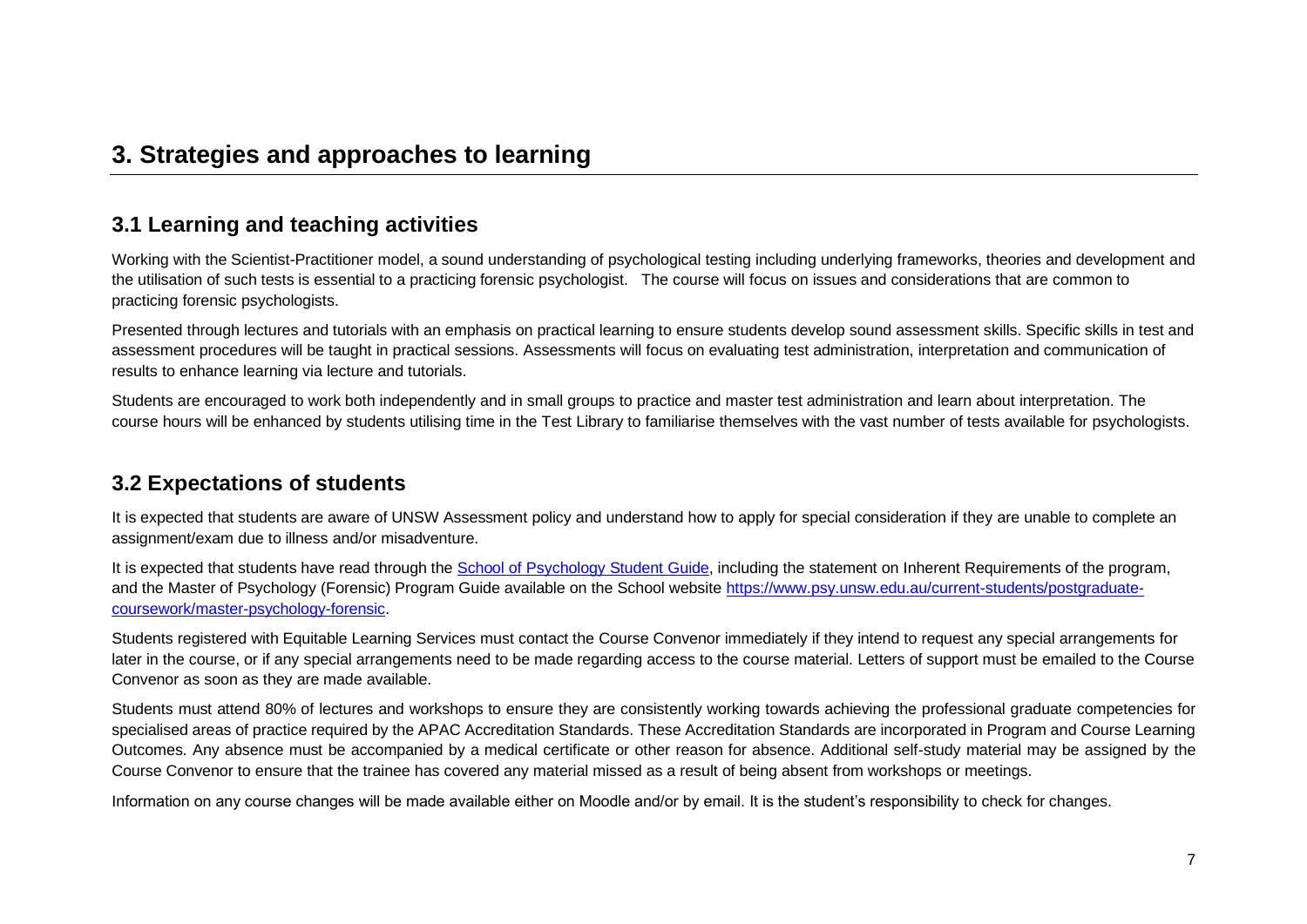# 3. Strategies and approaches to learning

## 3.1 Learning and teaching activities

Working with the Scientist-Practitioner model, a sound understanding of psychological testing including underlying frameworks, theories and development and the utilisation of such tests is essential to a practicing forensic psychologist. The course will focus on issues and considerations that are common to practicing forensic psychologists.

Presented through lectures and tutorials with an emphasis on practical learning to ensure students develop sound assessment skills. Specific skills in test and assessment procedures will be taught in practical sessions. Assessments will focus on evaluating test administration, interpretation and communication of results to enhance learning via lecture and tutorials.

Students are encouraged to work both independently and in small groups to practice and master test administration and learn about interpretation. The course hours will be enhanced by students utilising time in the Test Library to familiarise themselves with the vast number of tests available for psychologists.

## 3.2 Expectations of students

It is expected that students are aware of UNSW Assessment policy and understand how to apply for special consideration if they are unable to complete an assignment/exam due to illness and/or misadventure.

It is expected that students have read through the [School of Psychology Student Guide](), including the statement on Inherent Requirements of the program, and the Master of Psychology (Forensic) Program Guide available on the School website [https://www.psy.unsw.edu.au/current-students/postgraduate-coursework/master-psychology-forensic](https://www.psy.unsw.edu.au/current-students/postgraduate-coursework/master-psychology-forensic).

Students registered with Equitable Learning Services must contact the Course Convenor immediately if they intend to request any special arrangements for later in the course, or if any special arrangements need to be made regarding access to the course material. Letters of support must be emailed to the Course Convenor as soon as they are made available.

Students must attend 80% of lectures and workshops to ensure they are consistently working towards achieving the professional graduate competencies for specialised areas of practice required by the APAC Accreditation Standards. These Accreditation Standards are incorporated in Program and Course Learning Outcomes. Any absence must be accompanied by a medical certificate or other reason for absence. Additional self-study material may be assigned by the Course Convenor to ensure that the trainee has covered any material missed as a result of being absent from workshops or meetings.

Information on any course changes will be made available either on Moodle and/or by email. It is the student's responsibility to check for changes.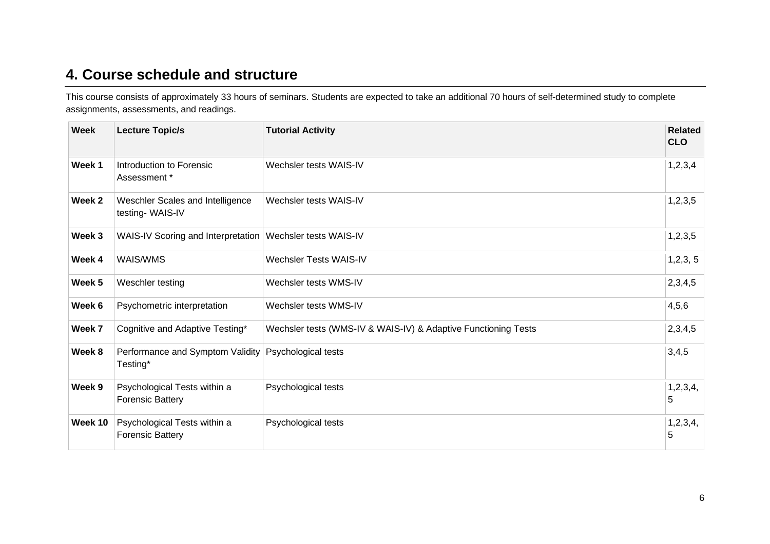## 4. Course schedule and structure

This course consists of approximately 33 hours of seminars. Students are expected to take an additional 70 hours of self-determined study to complete assignments, assessments, and readings.

| Week | Lecture Topic/s | Tutorial Activity | Related CLO |
|---|---|---|---|
| **Week 1** | Introduction to Forensic Assessment * | Wechsler tests WAIS-IV | 1,2,3,4 |
| **Week 2** | Weschler Scales and Intelligence testing- WAIS-IV | Wechsler tests WAIS-IV | 1,2,3,5 |
| **Week 3** | WAIS-IV Scoring and Interpretation | Wechsler tests WAIS-IV | 1,2,3,5 |
| **Week 4** | WAIS/WMS | Wechsler Tests WAIS-IV | 1,2,3, 5 |
| **Week 5** | Weschler testing | Wechsler tests WMS-IV | 2,3,4,5 |
| **Week 6** | Psychometric interpretation | Wechsler tests WMS-IV | 4,5,6 |
| **Week 7** | Cognitive and Adaptive Testing* | Wechsler tests (WMS-IV & WAIS-IV) & Adaptive Functioning Tests | 2,3,4,5 |
| **Week 8** | Performance and Symptom Validity Testing* | Psychological tests | 3,4,5 |
| **Week 9** | Psychological Tests within a Forensic Battery | Psychological tests | 1,2,3,4, 5 |
| **Week 10** | Psychological Tests within a Forensic Battery | Psychological tests | 1,2,3,4, 5 |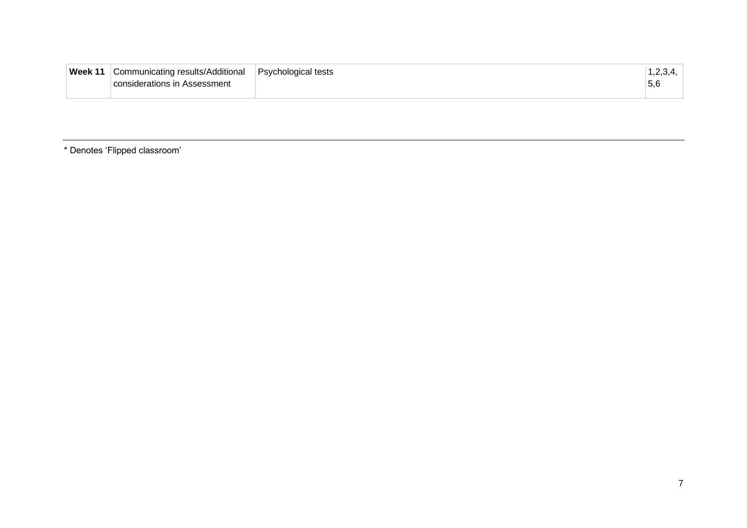| | | | |
|---|---|---|---|
| **Week 11** | Communicating results/Additional considerations in Assessment | Psychological tests | 1,2,3,4, 5,6 |

---

\* Denotes 'Flipped classroom'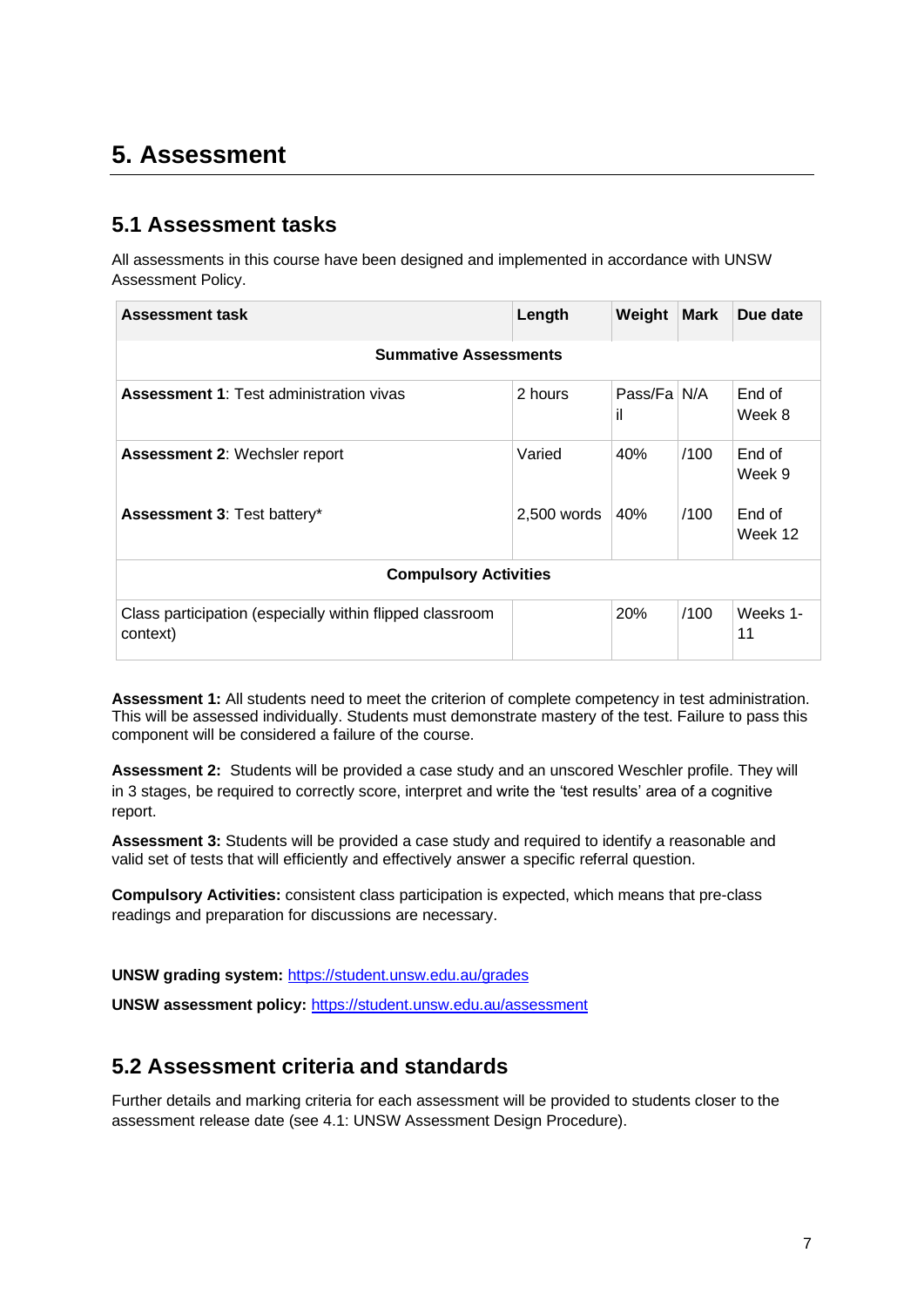# 5. Assessment

## 5.1 Assessment tasks

All assessments in this course have been designed and implemented in accordance with UNSW Assessment Policy.

| Assessment task | Length | Weight | Mark | Due date |
|---|---|---|---|---|
| **Summative Assessments** | | | | |
| **Assessment 1**: Test administration vivas | 2 hours | Pass/Fail | N/A | End of Week 8 |
| **Assessment 2**: Wechsler report | Varied | 40% | /100 | End of Week 9 |
| **Assessment 3**: Test battery* | 2,500 words | 40% | /100 | End of Week 12 |
| **Compulsory Activities** | | | | |
| Class participation (especially within flipped classroom context) | | 20% | /100 | Weeks 1-11 |

**Assessment 1:** All students need to meet the criterion of complete competency in test administration. This will be assessed individually. Students must demonstrate mastery of the test. Failure to pass this component will be considered a failure of the course.

**Assessment 2:** Students will be provided a case study and an unscored Weschler profile. They will in 3 stages, be required to correctly score, interpret and write the 'test results' area of a cognitive report.

**Assessment 3:** Students will be provided a case study and required to identify a reasonable and valid set of tests that will efficiently and effectively answer a specific referral question.

**Compulsory Activities:** consistent class participation is expected, which means that pre-class readings and preparation for discussions are necessary.

**UNSW grading system:** https://student.unsw.edu.au/grades

**UNSW assessment policy:** https://student.unsw.edu.au/assessment

## 5.2 Assessment criteria and standards

Further details and marking criteria for each assessment will be provided to students closer to the assessment release date (see 4.1: UNSW Assessment Design Procedure).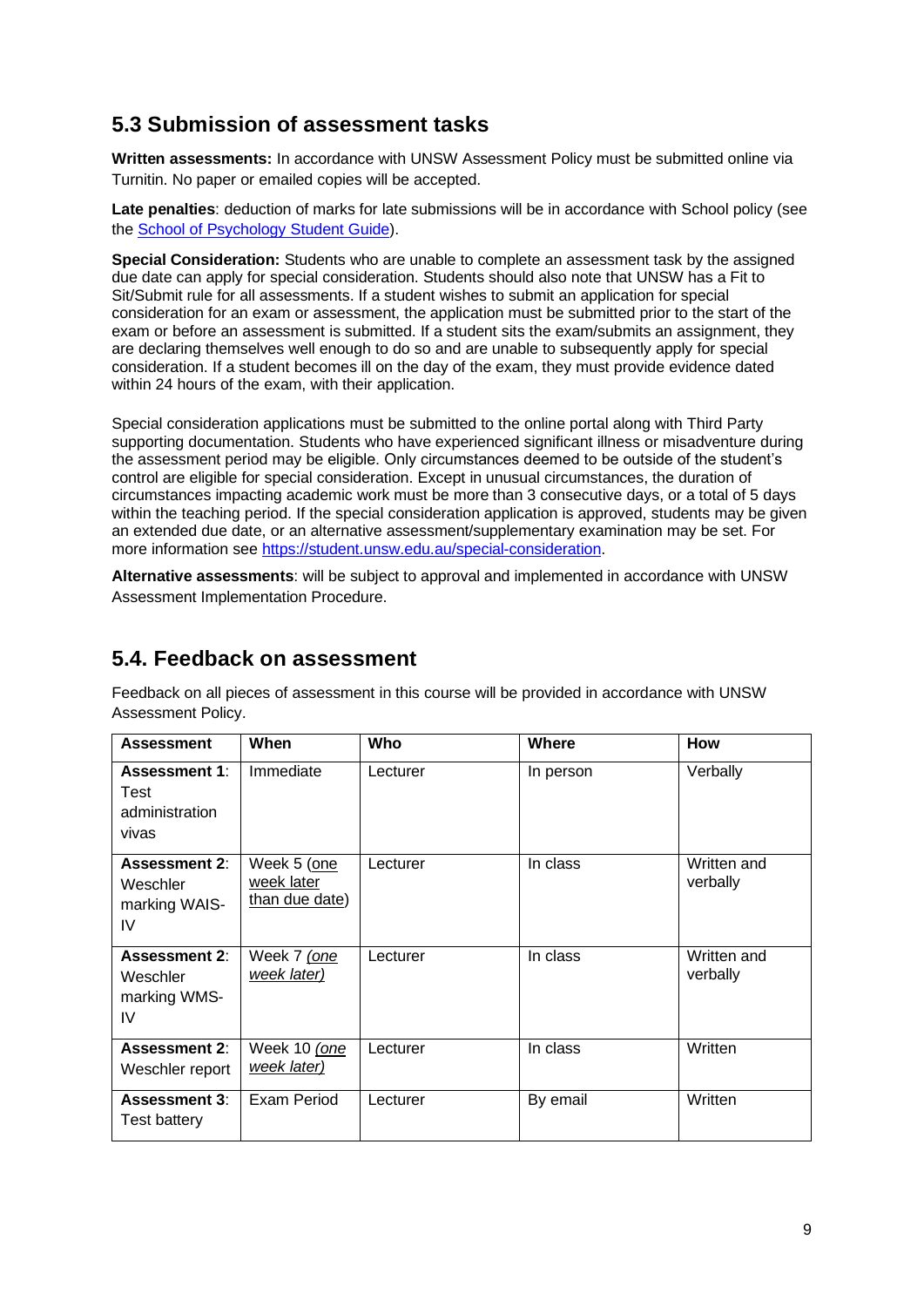## 5.3 Submission of assessment tasks

**Written assessments:** In accordance with UNSW Assessment Policy must be submitted online via Turnitin. No paper or emailed copies will be accepted.

**Late penalties**: deduction of marks for late submissions will be in accordance with School policy (see the [School of Psychology Student Guide](School of Psychology Student Guide)).

**Special Consideration:** Students who are unable to complete an assessment task by the assigned due date can apply for special consideration. Students should also note that UNSW has a Fit to Sit/Submit rule for all assessments. If a student wishes to submit an application for special consideration for an exam or assessment, the application must be submitted prior to the start of the exam or before an assessment is submitted. If a student sits the exam/submits an assignment, they are declaring themselves well enough to do so and are unable to subsequently apply for special consideration. If a student becomes ill on the day of the exam, they must provide evidence dated within 24 hours of the exam, with their application.

Special consideration applications must be submitted to the online portal along with Third Party supporting documentation. Students who have experienced significant illness or misadventure during the assessment period may be eligible. Only circumstances deemed to be outside of the student's control are eligible for special consideration. Except in unusual circumstances, the duration of circumstances impacting academic work must be more than 3 consecutive days, or a total of 5 days within the teaching period. If the special consideration application is approved, students may be given an extended due date, or an alternative assessment/supplementary examination may be set. For more information see https://student.unsw.edu.au/special-consideration.

**Alternative assessments**: will be subject to approval and implemented in accordance with UNSW Assessment Implementation Procedure.

## 5.4. Feedback on assessment

Feedback on all pieces of assessment in this course will be provided in accordance with UNSW Assessment Policy.

| Assessment | When | Who | Where | How |
|---|---|---|---|---|
| **Assessment 1**: Test administration vivas | Immediate | Lecturer | In person | Verbally |
| **Assessment 2**: Weschler marking WAIS-IV | Week 5 (one week later than due date) | Lecturer | In class | Written and verbally |
| **Assessment 2**: Weschler marking WMS-IV | Week 7 *(one week later)* | Lecturer | In class | Written and verbally |
| **Assessment 2**: Weschler report | Week 10 *(one week later)* | Lecturer | In class | Written |
| **Assessment 3**: Test battery | Exam Period | Lecturer | By email | Written |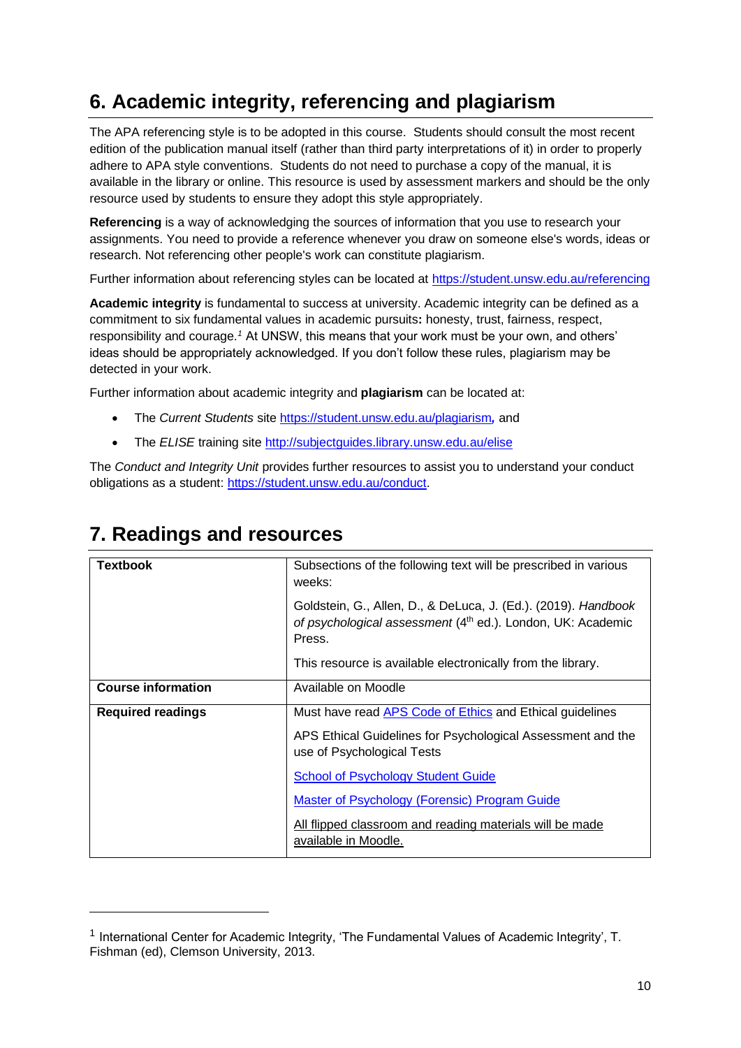## 6. Academic integrity, referencing and plagiarism

The APA referencing style is to be adopted in this course. Students should consult the most recent edition of the publication manual itself (rather than third party interpretations of it) in order to properly adhere to APA style conventions. Students do not need to purchase a copy of the manual, it is available in the library or online. This resource is used by assessment markers and should be the only resource used by students to ensure they adopt this style appropriately.

**Referencing** is a way of acknowledging the sources of information that you use to research your assignments. You need to provide a reference whenever you draw on someone else's words, ideas or research. Not referencing other people's work can constitute plagiarism.

Further information about referencing styles can be located at https://student.unsw.edu.au/referencing

**Academic integrity** is fundamental to success at university. Academic integrity can be defined as a commitment to six fundamental values in academic pursuits**:** honesty, trust, fairness, respect, responsibility and courage.[1] At UNSW, this means that your work must be your own, and others' ideas should be appropriately acknowledged. If you don't follow these rules, plagiarism may be detected in your work.

Further information about academic integrity and **plagiarism** can be located at:

- The *Current Students* site https://student.unsw.edu.au/plagiarism*,* and
- The *ELISE* training site http://subjectguides.library.unsw.edu.au/elise

The *Conduct and Integrity Unit* provides further resources to assist you to understand your conduct obligations as a student: https://student.unsw.edu.au/conduct.

## 7. Readings and resources

| | |
|---|---|
| **Textbook** | Subsections of the following text will be prescribed in various weeks:<br><br>Goldstein, G., Allen, D., & DeLuca, J. (Ed.). (2019). *Handbook of psychological assessment* (4th ed.). London, UK: Academic Press.<br><br>This resource is available electronically from the library. |
| **Course information** | Available on Moodle |
| **Required readings** | Must have read APS Code of Ethics and Ethical guidelines<br><br>APS Ethical Guidelines for Psychological Assessment and the use of Psychological Tests<br><br>School of Psychology Student Guide<br><br>Master of Psychology (Forensic) Program Guide<br><br>All flipped classroom and reading materials will be made available in Moodle. |

[1] International Center for Academic Integrity, 'The Fundamental Values of Academic Integrity', T. Fishman (ed), Clemson University, 2013.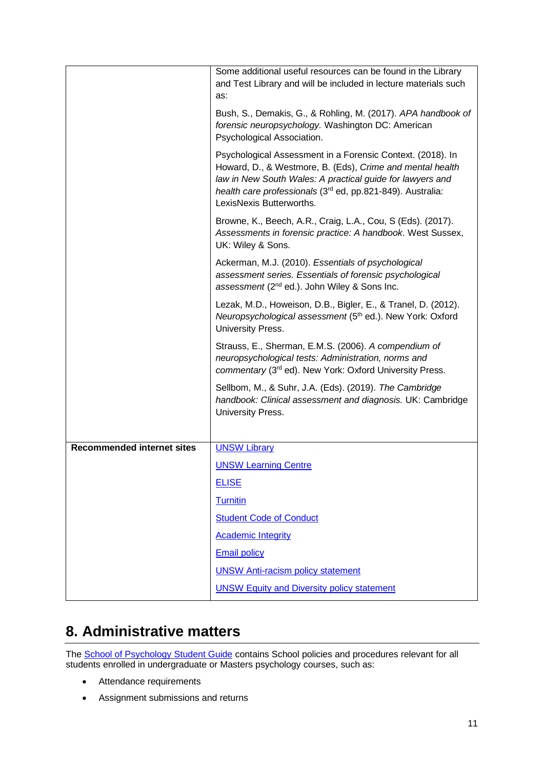| | |
|---|---|
| | Some additional useful resources can be found in the Library and Test Library and will be included in lecture materials such as:<br><br>Bush, S., Demakis, G., & Rohling, M. (2017). *APA handbook of forensic neuropsychology.* Washington DC: American Psychological Association.<br><br>Psychological Assessment in a Forensic Context. (2018). In Howard, D., & Westmore, B. (Eds), *Crime and mental health law in New South Wales: A practical guide for lawyers and health care professionals* (3rd ed, pp.821-849). Australia: LexisNexis Butterworths.<br><br>Browne, K., Beech, A.R., Craig, L.A., Cou, S (Eds). (2017). *Assessments in forensic practice: A handbook*. West Sussex, UK: Wiley & Sons.<br><br>Ackerman, M.J. (2010). *Essentials of psychological assessment series. Essentials of forensic psychological assessment* (2nd ed.). John Wiley & Sons Inc.<br><br>Lezak, M.D., Howeison, D.B., Bigler, E., & Tranel, D. (2012). *Neuropsychological assessment* (5th ed.). New York: Oxford University Press.<br><br>Strauss, E., Sherman, E.M.S. (2006). *A compendium of neuropsychological tests: Administration, norms and commentary* (3rd ed). New York: Oxford University Press.<br><br>Sellbom, M., & Suhr, J.A. (Eds). (2019). *The Cambridge handbook: Clinical assessment and diagnosis.* UK: Cambridge University Press. |
| **Recommended internet sites** | UNSW Library<br><br>UNSW Learning Centre<br><br>ELISE<br><br>Turnitin<br><br>Student Code of Conduct<br><br>Academic Integrity<br><br>Email policy<br><br>UNSW Anti-racism policy statement<br><br>UNSW Equity and Diversity policy statement |

## 8. Administrative matters

The School of Psychology Student Guide contains School policies and procedures relevant for all students enrolled in undergraduate or Masters psychology courses, such as:

- Attendance requirements
- Assignment submissions and returns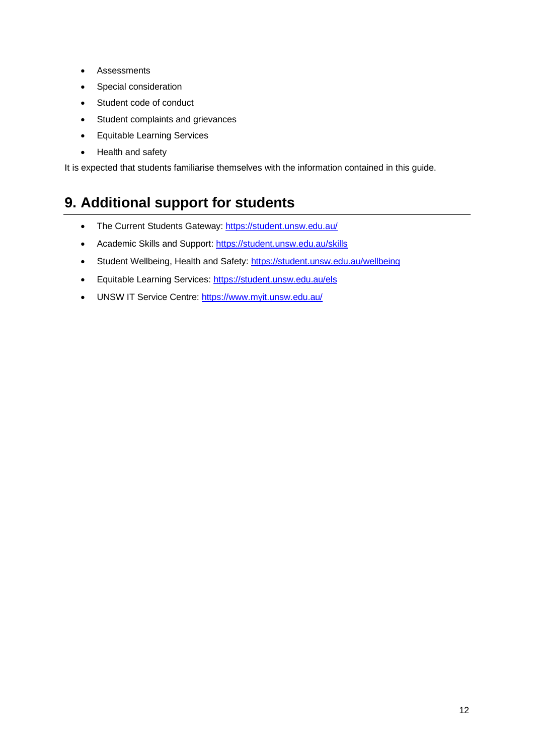- Assessments
- Special consideration
- Student code of conduct
- Student complaints and grievances
- Equitable Learning Services
- Health and safety

It is expected that students familiarise themselves with the information contained in this guide.

## 9. Additional support for students

- The Current Students Gateway: https://student.unsw.edu.au/
- Academic Skills and Support: https://student.unsw.edu.au/skills
- Student Wellbeing, Health and Safety: https://student.unsw.edu.au/wellbeing
- Equitable Learning Services: https://student.unsw.edu.au/els
- UNSW IT Service Centre: https://www.myit.unsw.edu.au/